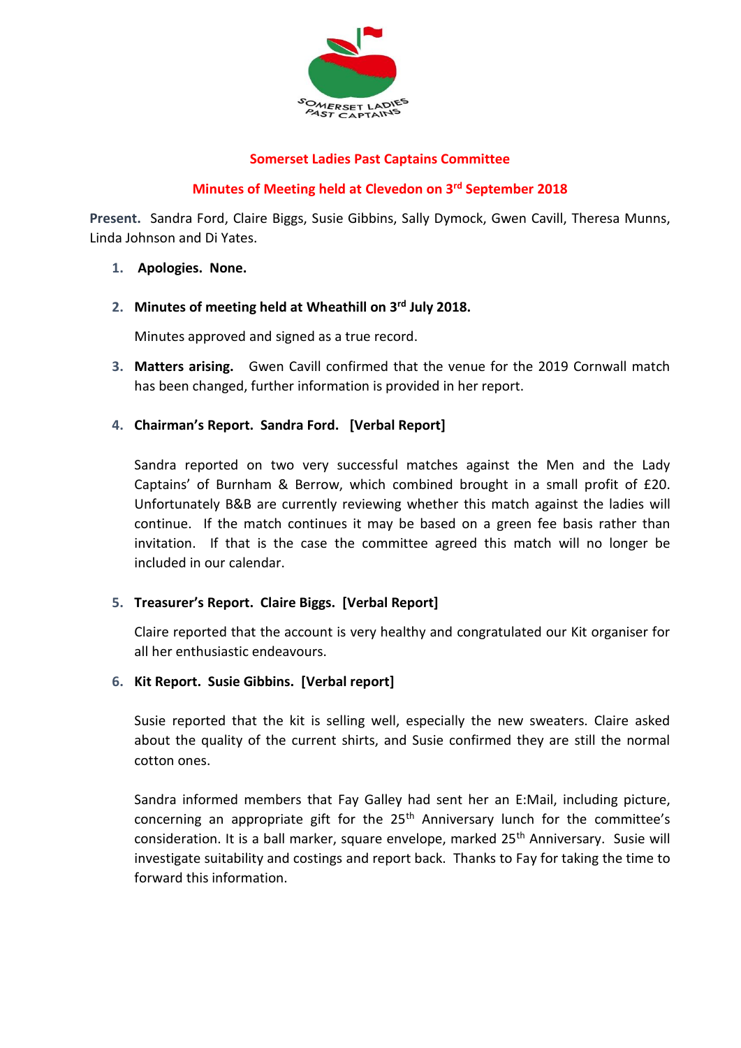SOMERSET LADIES PAST CAPTAINS

## Somerset Ladies Past Captains Committee

## Minutes of Meeting held at Clevedon on 3rd September 2018

**Present.** Sandra Ford, Claire Biggs, Susie Gibbins, Sally Dymock, Gwen Cavill, Theresa Munns, Linda Johnson and Di Yates.

1. **Apologies. None.**

2. **Minutes of meeting held at Wheathill on 3rd July 2018.**

   Minutes approved and signed as a true record.

3. **Matters arising.** Gwen Cavill confirmed that the venue for the 2019 Cornwall match has been changed, further information is provided in her report.

4. **Chairman's Report. Sandra Ford. [Verbal Report]**

   Sandra reported on two very successful matches against the Men and the Lady Captains' of Burnham & Berrow, which combined brought in a small profit of £20. Unfortunately B&B are currently reviewing whether this match against the ladies will continue. If the match continues it may be based on a green fee basis rather than invitation. If that is the case the committee agreed this match will no longer be included in our calendar.

5. **Treasurer's Report. Claire Biggs. [Verbal Report]**

   Claire reported that the account is very healthy and congratulated our Kit organiser for all her enthusiastic endeavours.

6. **Kit Report. Susie Gibbins. [Verbal report]**

   Susie reported that the kit is selling well, especially the new sweaters. Claire asked about the quality of the current shirts, and Susie confirmed they are still the normal cotton ones.

   Sandra informed members that Fay Galley had sent her an E:Mail, including picture, concerning an appropriate gift for the 25th Anniversary lunch for the committee's consideration. It is a ball marker, square envelope, marked 25th Anniversary. Susie will investigate suitability and costings and report back. Thanks to Fay for taking the time to forward this information.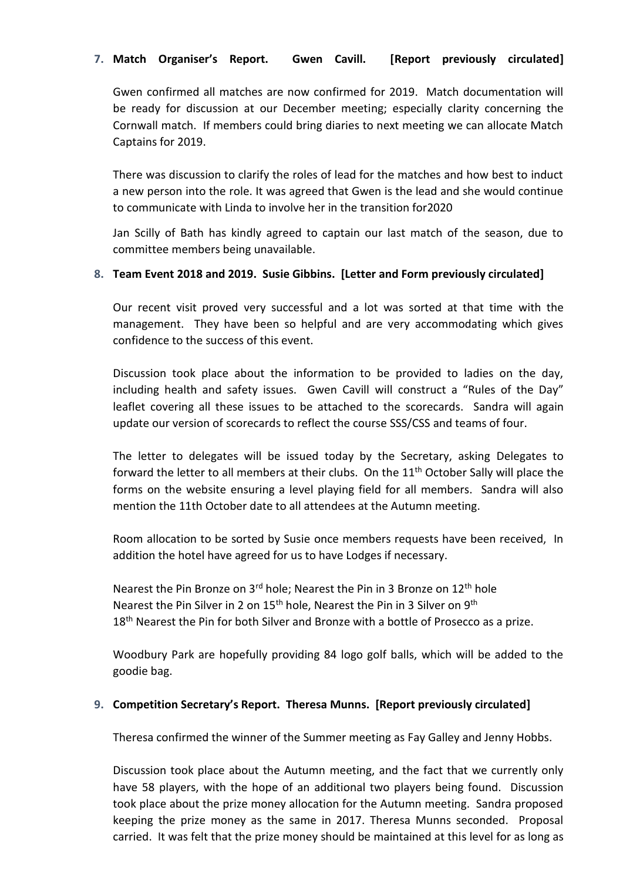7. **Match Organiser's Report. Gwen Cavill. [Report previously circulated]**

   Gwen confirmed all matches are now confirmed for 2019. Match documentation will be ready for discussion at our December meeting; especially clarity concerning the Cornwall match. If members could bring diaries to next meeting we can allocate Match Captains for 2019.

   There was discussion to clarify the roles of lead for the matches and how best to induct a new person into the role. It was agreed that Gwen is the lead and she would continue to communicate with Linda to involve her in the transition for2020

   Jan Scilly of Bath has kindly agreed to captain our last match of the season, due to committee members being unavailable.

8. **Team Event 2018 and 2019. Susie Gibbins. [Letter and Form previously circulated]**

   Our recent visit proved very successful and a lot was sorted at that time with the management. They have been so helpful and are very accommodating which gives confidence to the success of this event.

   Discussion took place about the information to be provided to ladies on the day, including health and safety issues. Gwen Cavill will construct a "Rules of the Day" leaflet covering all these issues to be attached to the scorecards. Sandra will again update our version of scorecards to reflect the course SSS/CSS and teams of four.

   The letter to delegates will be issued today by the Secretary, asking Delegates to forward the letter to all members at their clubs. On the 11th October Sally will place the forms on the website ensuring a level playing field for all members. Sandra will also mention the 11th October date to all attendees at the Autumn meeting.

   Room allocation to be sorted by Susie once members requests have been received, In addition the hotel have agreed for us to have Lodges if necessary.

   Nearest the Pin Bronze on 3rd hole; Nearest the Pin in 3 Bronze on 12th hole
   Nearest the Pin Silver in 2 on 15th hole, Nearest the Pin in 3 Silver on 9th
   18th Nearest the Pin for both Silver and Bronze with a bottle of Prosecco as a prize.

   Woodbury Park are hopefully providing 84 logo golf balls, which will be added to the goodie bag.

9. **Competition Secretary's Report. Theresa Munns. [Report previously circulated]**

   Theresa confirmed the winner of the Summer meeting as Fay Galley and Jenny Hobbs.

   Discussion took place about the Autumn meeting, and the fact that we currently only have 58 players, with the hope of an additional two players being found. Discussion took place about the prize money allocation for the Autumn meeting. Sandra proposed keeping the prize money as the same in 2017. Theresa Munns seconded. Proposal carried. It was felt that the prize money should be maintained at this level for as long as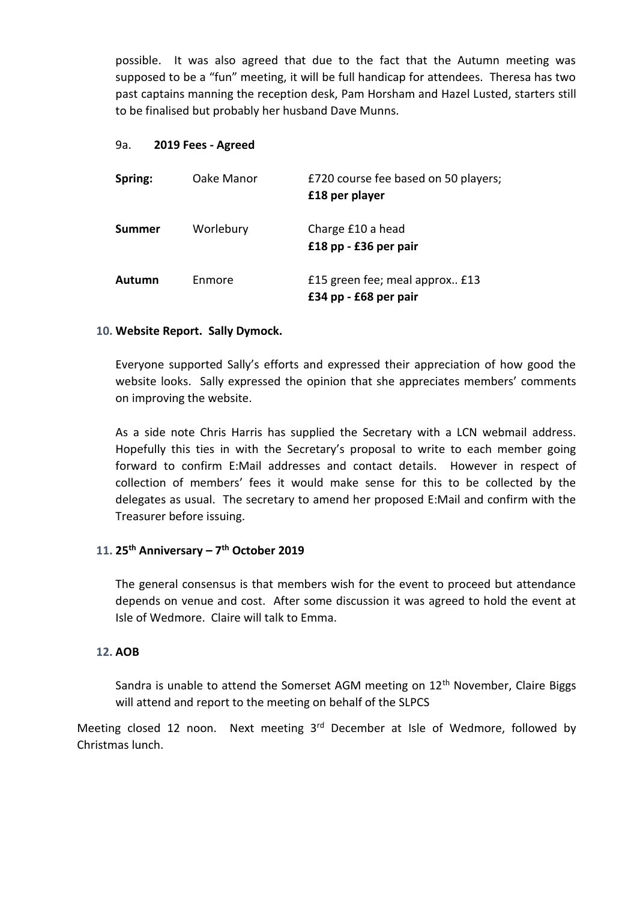possible. It was also agreed that due to the fact that the Autumn meeting was supposed to be a "fun" meeting, it will be full handicap for attendees. Theresa has two past captains manning the reception desk, Pam Horsham and Hazel Lusted, starters still to be finalised but probably her husband Dave Munns.

9a. **2019 Fees - Agreed**

| | | |
|---|---|---|
| **Spring:** | Oake Manor | £720 course fee based on 50 players; **£18 per player** |
| **Summer** | Worlebury | Charge £10 a head **£18 pp - £36 per pair** |
| **Autumn** | Enmore | £15 green fee; meal approx.. £13 **£34 pp - £68 per pair** |

**10. Website Report. Sally Dymock.**

Everyone supported Sally's efforts and expressed their appreciation of how good the website looks. Sally expressed the opinion that she appreciates members' comments on improving the website.

As a side note Chris Harris has supplied the Secretary with a LCN webmail address. Hopefully this ties in with the Secretary's proposal to write to each member going forward to confirm E:Mail addresses and contact details. However in respect of collection of members' fees it would make sense for this to be collected by the delegates as usual. The secretary to amend her proposed E:Mail and confirm with the Treasurer before issuing.

**11. 25th Anniversary – 7th October 2019**

The general consensus is that members wish for the event to proceed but attendance depends on venue and cost. After some discussion it was agreed to hold the event at Isle of Wedmore. Claire will talk to Emma.

**12. AOB**

Sandra is unable to attend the Somerset AGM meeting on 12th November, Claire Biggs will attend and report to the meeting on behalf of the SLPCS

Meeting closed 12 noon. Next meeting 3rd December at Isle of Wedmore, followed by Christmas lunch.